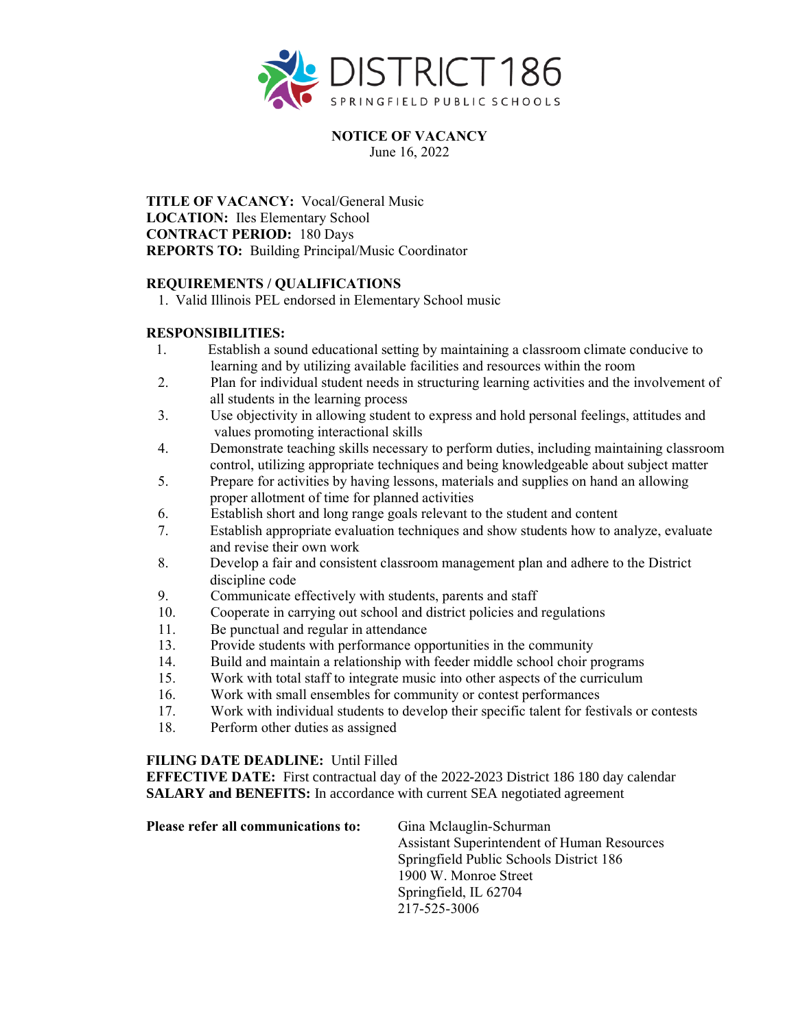DISTRICT 186

SPRINGFIELD PUBLIC SCHOOLS

**NOTICE OF VACANCY**

June 16, 2022

**TITLE OF VACANCY:** Vocal/General Music
**LOCATION:** Iles Elementary School
**CONTRACT PERIOD:** 180 Days
**REPORTS TO:** Building Principal/Music Coordinator

**REQUIREMENTS / QUALIFICATIONS**

1. Valid Illinois PEL endorsed in Elementary School music

**RESPONSIBILITIES:**

1. Establish a sound educational setting by maintaining a classroom climate conducive to learning and by utilizing available facilities and resources within the room
2. Plan for individual student needs in structuring learning activities and the involvement of all students in the learning process
3. Use objectivity in allowing student to express and hold personal feelings, attitudes and values promoting interactional skills
4. Demonstrate teaching skills necessary to perform duties, including maintaining classroom control, utilizing appropriate techniques and being knowledgeable about subject matter
5. Prepare for activities by having lessons, materials and supplies on hand an allowing proper allotment of time for planned activities
6. Establish short and long range goals relevant to the student and content
7. Establish appropriate evaluation techniques and show students how to analyze, evaluate and revise their own work
8. Develop a fair and consistent classroom management plan and adhere to the District discipline code
9. Communicate effectively with students, parents and staff
10. Cooperate in carrying out school and district policies and regulations
11. Be punctual and regular in attendance
13. Provide students with performance opportunities in the community
14. Build and maintain a relationship with feeder middle school choir programs
15. Work with total staff to integrate music into other aspects of the curriculum
16. Work with small ensembles for community or contest performances
17. Work with individual students to develop their specific talent for festivals or contests
18. Perform other duties as assigned

**FILING DATE DEADLINE:** Until Filled
**EFFECTIVE DATE:** First contractual day of the 2022-2023 District 186 180 day calendar
**SALARY and BENEFITS:** In accordance with current SEA negotiated agreement

**Please refer all communications to:**

Gina Mclauglin-Schurman
Assistant Superintendent of Human Resources
Springfield Public Schools District 186
1900 W. Monroe Street
Springfield, IL 62704
217-525-3006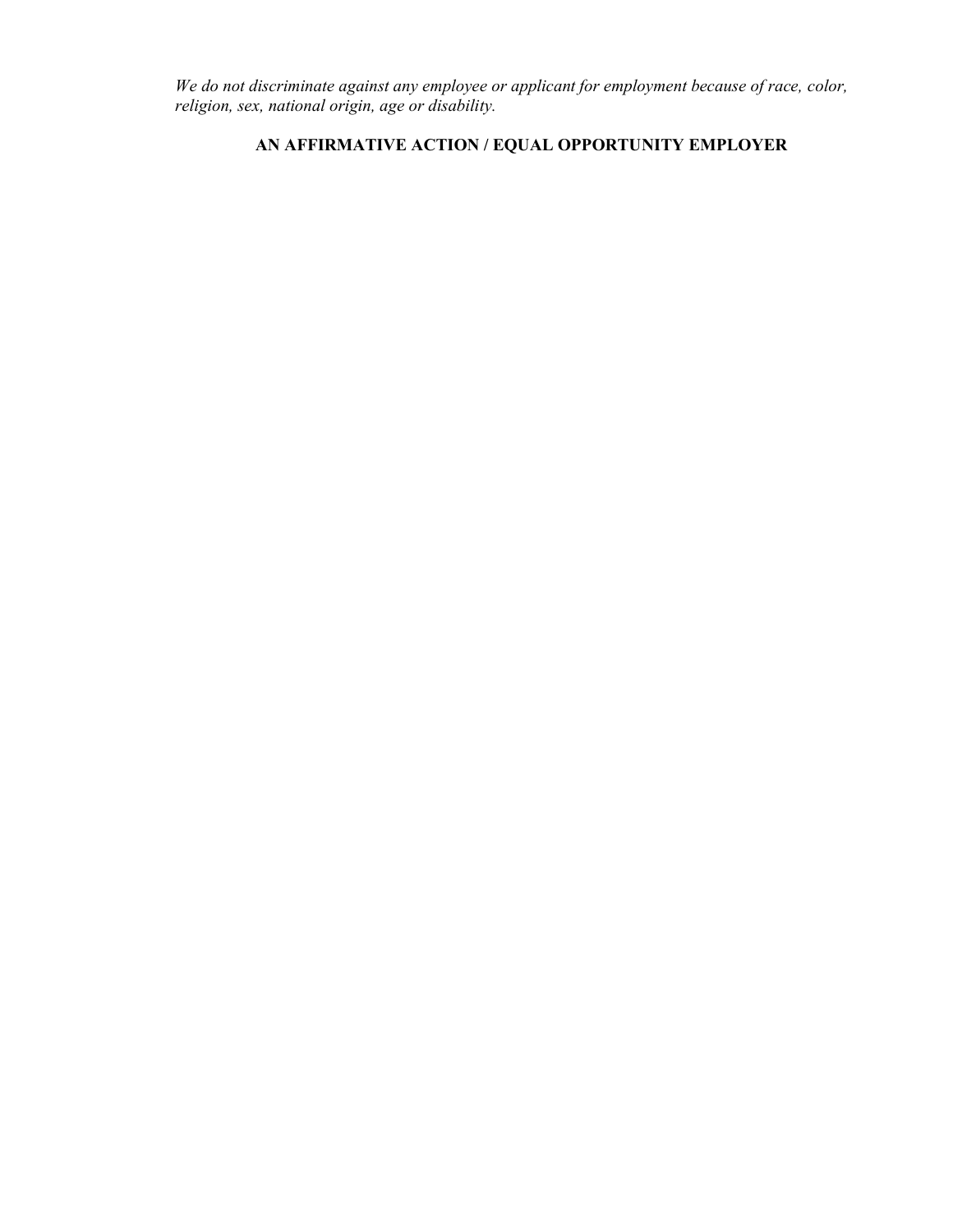*We do not discriminate against any employee or applicant for employment because of race, color, religion, sex, national origin, age or disability.*

**AN AFFIRMATIVE ACTION / EQUAL OPPORTUNITY EMPLOYER**